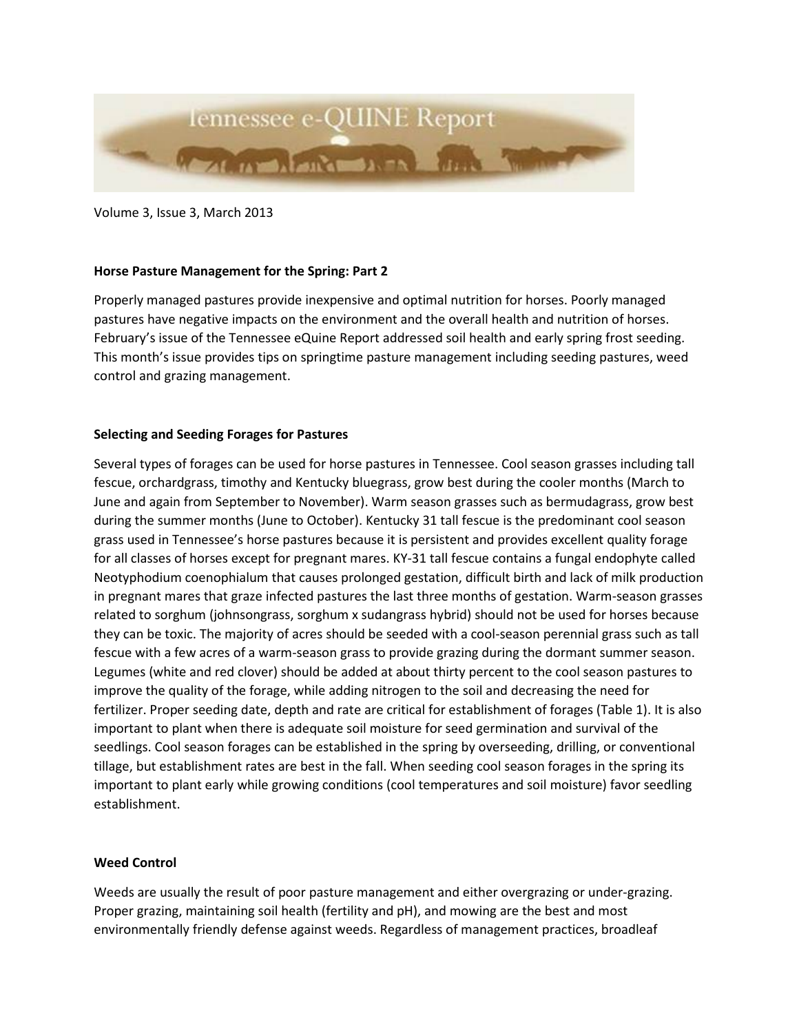# Tennessee e-QUINE Report

Volume 3, Issue 3, March 2013

## Horse Pasture Management for the Spring: Part 2

Properly managed pastures provide inexpensive and optimal nutrition for horses. Poorly managed pastures have negative impacts on the environment and the overall health and nutrition of horses. February's issue of the Tennessee eQuine Report addressed soil health and early spring frost seeding. This month's issue provides tips on springtime pasture management including seeding pastures, weed control and grazing management.

### Selecting and Seeding Forages for Pastures

Several types of forages can be used for horse pastures in Tennessee. Cool season grasses including tall fescue, orchardgrass, timothy and Kentucky bluegrass, grow best during the cooler months (March to June and again from September to November). Warm season grasses such as bermudagrass, grow best during the summer months (June to October). Kentucky 31 tall fescue is the predominant cool season grass used in Tennessee's horse pastures because it is persistent and provides excellent quality forage for all classes of horses except for pregnant mares. KY-31 tall fescue contains a fungal endophyte called Neotyphodium coenophialum that causes prolonged gestation, difficult birth and lack of milk production in pregnant mares that graze infected pastures the last three months of gestation. Warm-season grasses related to sorghum (johnsongrass, sorghum x sudangrass hybrid) should not be used for horses because they can be toxic. The majority of acres should be seeded with a cool-season perennial grass such as tall fescue with a few acres of a warm-season grass to provide grazing during the dormant summer season. Legumes (white and red clover) should be added at about thirty percent to the cool season pastures to improve the quality of the forage, while adding nitrogen to the soil and decreasing the need for fertilizer. Proper seeding date, depth and rate are critical for establishment of forages (Table 1). It is also important to plant when there is adequate soil moisture for seed germination and survival of the seedlings. Cool season forages can be established in the spring by overseeding, drilling, or conventional tillage, but establishment rates are best in the fall. When seeding cool season forages in the spring its important to plant early while growing conditions (cool temperatures and soil moisture) favor seedling establishment.

### Weed Control

Weeds are usually the result of poor pasture management and either overgrazing or under-grazing. Proper grazing, maintaining soil health (fertility and pH), and mowing are the best and most environmentally friendly defense against weeds. Regardless of management practices, broadleaf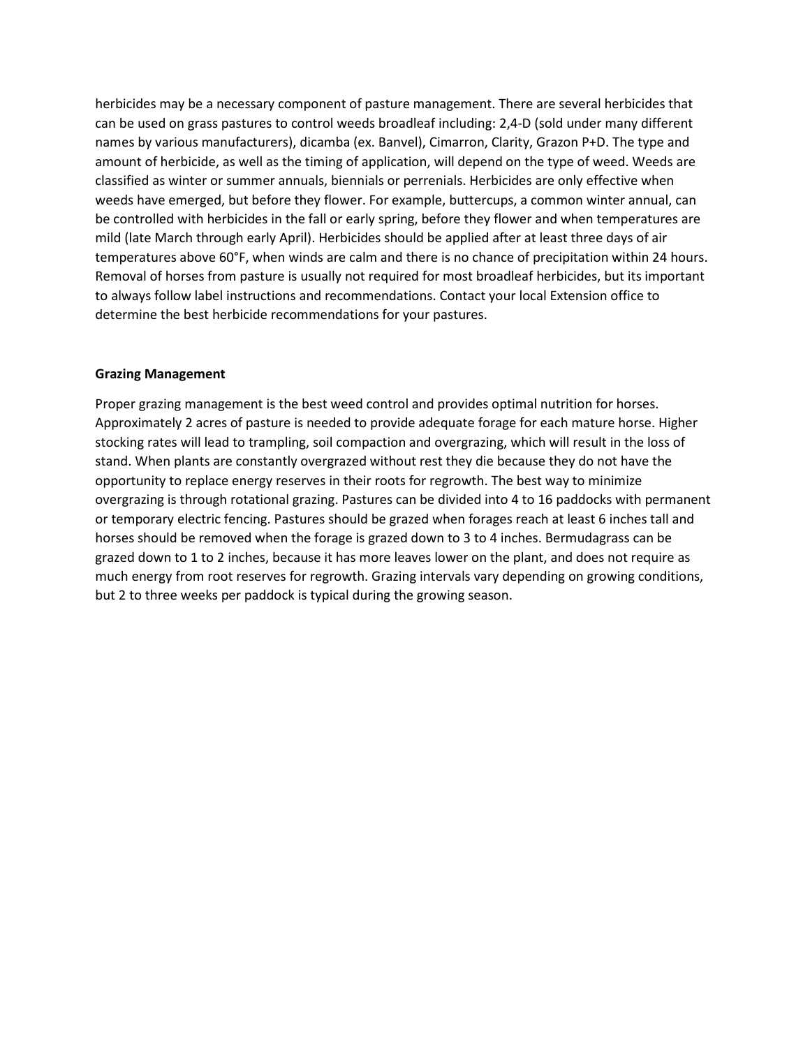herbicides may be a necessary component of pasture management. There are several herbicides that can be used on grass pastures to control weeds broadleaf including: 2,4-D (sold under many different names by various manufacturers), dicamba (ex. Banvel), Cimarron, Clarity, Grazon P+D. The type and amount of herbicide, as well as the timing of application, will depend on the type of weed. Weeds are classified as winter or summer annuals, biennials or perrenials. Herbicides are only effective when weeds have emerged, but before they flower. For example, buttercups, a common winter annual, can be controlled with herbicides in the fall or early spring, before they flower and when temperatures are mild (late March through early April). Herbicides should be applied after at least three days of air temperatures above 60°F, when winds are calm and there is no chance of precipitation within 24 hours. Removal of horses from pasture is usually not required for most broadleaf herbicides, but its important to always follow label instructions and recommendations. Contact your local Extension office to determine the best herbicide recommendations for your pastures.

**Grazing Management**

Proper grazing management is the best weed control and provides optimal nutrition for horses. Approximately 2 acres of pasture is needed to provide adequate forage for each mature horse. Higher stocking rates will lead to trampling, soil compaction and overgrazing, which will result in the loss of stand. When plants are constantly overgrazed without rest they die because they do not have the opportunity to replace energy reserves in their roots for regrowth. The best way to minimize overgrazing is through rotational grazing. Pastures can be divided into 4 to 16 paddocks with permanent or temporary electric fencing. Pastures should be grazed when forages reach at least 6 inches tall and horses should be removed when the forage is grazed down to 3 to 4 inches. Bermudagrass can be grazed down to 1 to 2 inches, because it has more leaves lower on the plant, and does not require as much energy from root reserves for regrowth. Grazing intervals vary depending on growing conditions, but 2 to three weeks per paddock is typical during the growing season.